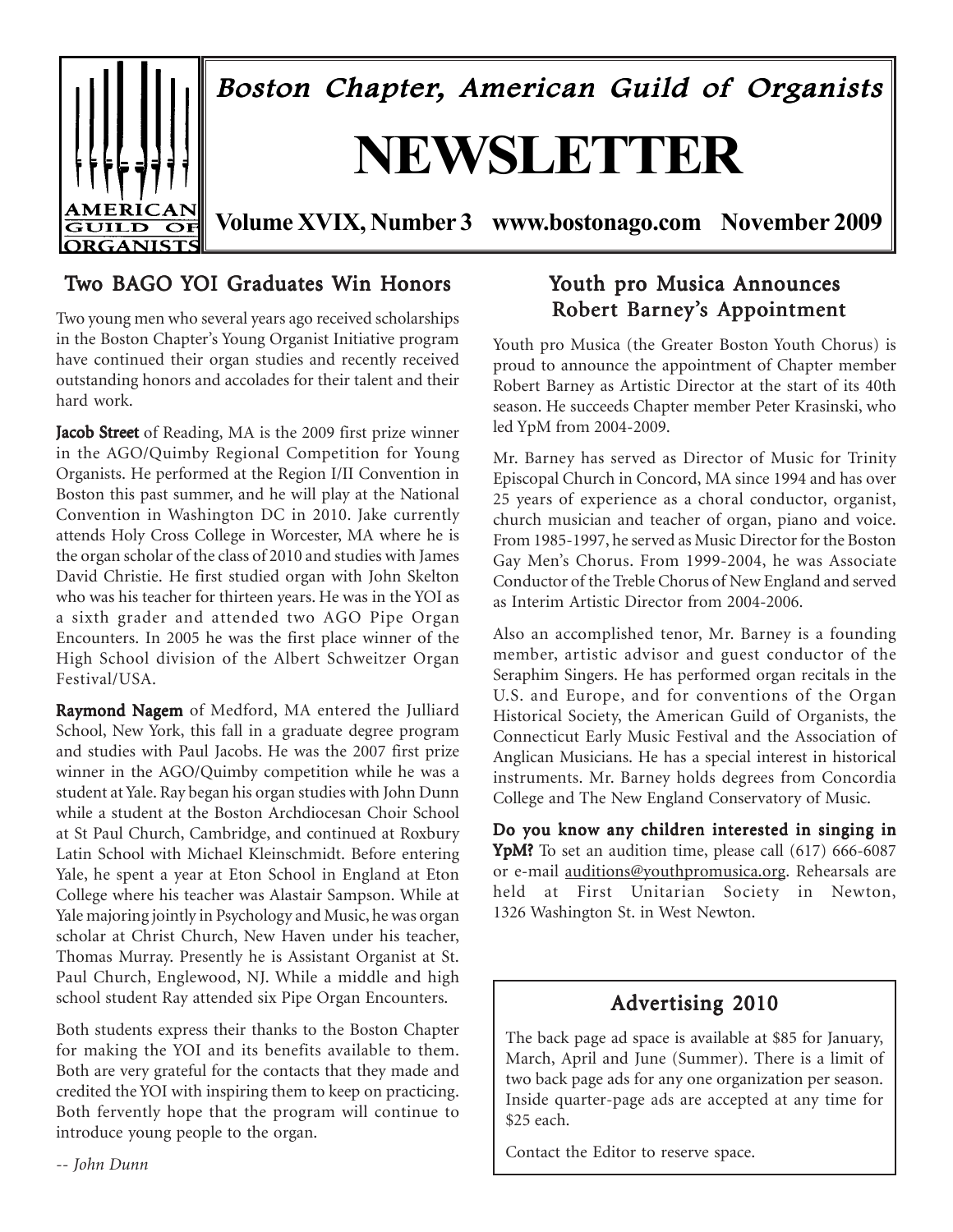# Boston Chapter, American Guild of Organists

# NEWSLETTER

**Volume XVIX, Number 3 www.bostonago.com November 2009**

## Two BAGO YOI Graduates Win Honors

Two young men who several years ago received scholarships in the Boston Chapter's Young Organist Initiative program have continued their organ studies and recently received outstanding honors and accolades for their talent and their hard work.

**Jacob Street** of Reading, MA is the 2009 first prize winner in the AGO/Quimby Regional Competition for Young Organists. He performed at the Region I/II Convention in Boston this past summer, and he will play at the National Convention in Washington DC in 2010. Jake currently attends Holy Cross College in Worcester, MA where he is the organ scholar of the class of 2010 and studies with James David Christie. He first studied organ with John Skelton who was his teacher for thirteen years. He was in the YOI as a sixth grader and attended two AGO Pipe Organ Encounters. In 2005 he was the first place winner of the High School division of the Albert Schweitzer Organ Festival/USA.

**Raymond Nagem** of Medford, MA entered the Julliard School, New York, this fall in a graduate degree program and studies with Paul Jacobs. He was the 2007 first prize winner in the AGO/Quimby competition while he was a student at Yale. Ray began his organ studies with John Dunn while a student at the Boston Archdiocesan Choir School at St Paul Church, Cambridge, and continued at Roxbury Latin School with Michael Kleinschmidt. Before entering Yale, he spent a year at Eton School in England at Eton College where his teacher was Alastair Sampson. While at Yale majoring jointly in Psychology and Music, he was organ scholar at Christ Church, New Haven under his teacher, Thomas Murray. Presently he is Assistant Organist at St. Paul Church, Englewood, NJ. While a middle and high school student Ray attended six Pipe Organ Encounters.

Both students express their thanks to the Boston Chapter for making the YOI and its benefits available to them. Both are very grateful for the contacts that they made and credited the YOI with inspiring them to keep on practicing. Both fervently hope that the program will continue to introduce young people to the organ.

*-- John Dunn*

## Youth pro Musica Announces Robert Barney's Appointment

Youth pro Musica (the Greater Boston Youth Chorus) is proud to announce the appointment of Chapter member Robert Barney as Artistic Director at the start of its 40th season. He succeeds Chapter member Peter Krasinski, who led YpM from 2004-2009.

Mr. Barney has served as Director of Music for Trinity Episcopal Church in Concord, MA since 1994 and has over 25 years of experience as a choral conductor, organist, church musician and teacher of organ, piano and voice. From 1985-1997, he served as Music Director for the Boston Gay Men's Chorus. From 1999-2004, he was Associate Conductor of the Treble Chorus of New England and served as Interim Artistic Director from 2004-2006.

Also an accomplished tenor, Mr. Barney is a founding member, artistic advisor and guest conductor of the Seraphim Singers. He has performed organ recitals in the U.S. and Europe, and for conventions of the Organ Historical Society, the American Guild of Organists, the Connecticut Early Music Festival and the Association of Anglican Musicians. He has a special interest in historical instruments. Mr. Barney holds degrees from Concordia College and The New England Conservatory of Music.

**Do you know any children interested in singing in YpM?** To set an audition time, please call (617) 666-6087 or e-mail auditions@youthpromusica.org. Rehearsals are held at First Unitarian Society in Newton, 1326 Washington St. in West Newton.

## Advertising 2010

The back page ad space is available at $85 for January, March, April and June (Summer). There is a limit of two back page ads for any one organization per season. Inside quarter-page ads are accepted at any time for $25 each.

Contact the Editor to reserve space.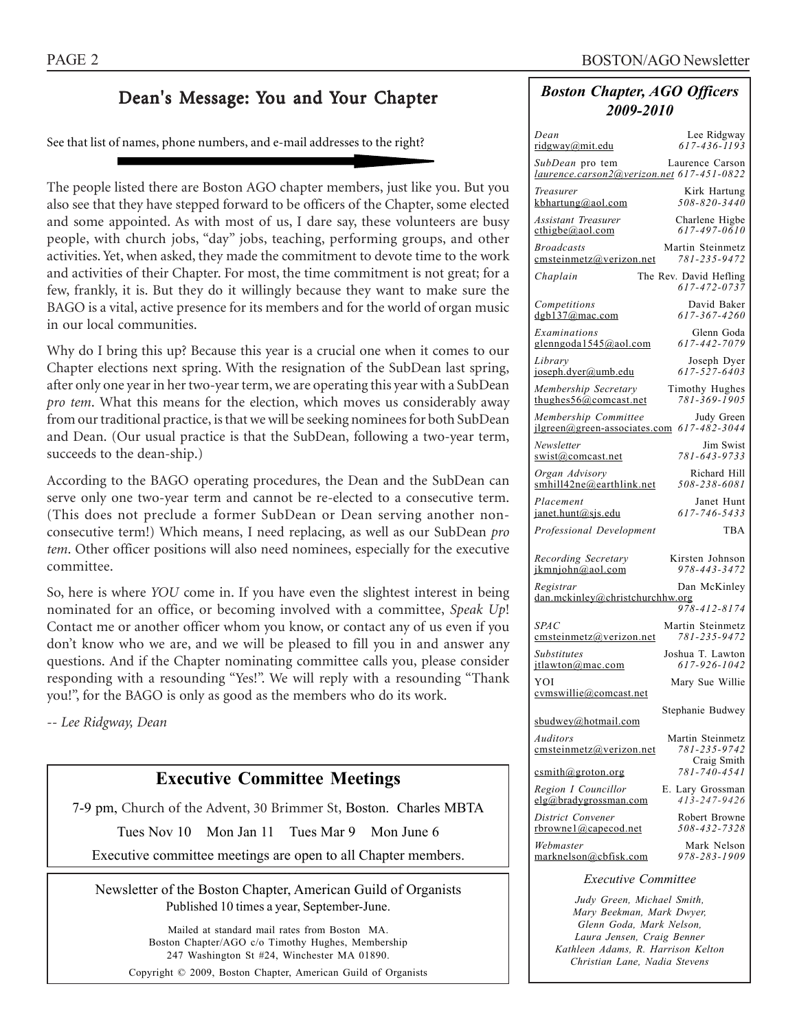## Dean's Message: You and Your Chapter

See that list of names, phone numbers, and e-mail addresses to the right?

The people listed there are Boston AGO chapter members, just like you. But you also see that they have stepped forward to be officers of the Chapter, some elected and some appointed. As with most of us, I dare say, these volunteers are busy people, with church jobs, "day" jobs, teaching, performing groups, and other activities. Yet, when asked, they made the commitment to devote time to the work and activities of their Chapter. For most, the time commitment is not great; for a few, frankly, it is. But they do it willingly because they want to make sure the BAGO is a vital, active presence for its members and for the world of organ music in our local communities.

Why do I bring this up? Because this year is a crucial one when it comes to our Chapter elections next spring. With the resignation of the SubDean last spring, after only one year in her two-year term, we are operating this year with a SubDean *pro tem*. What this means for the election, which moves us considerably away from our traditional practice, is that we will be seeking nominees for both SubDean and Dean. (Our usual practice is that the SubDean, following a two-year term, succeeds to the dean-ship.)

According to the BAGO operating procedures, the Dean and the SubDean can serve only one two-year term and cannot be re-elected to a consecutive term. (This does not preclude a former SubDean or Dean serving another non-consecutive term!) Which means, I need replacing, as well as our SubDean *pro tem*. Other officer positions will also need nominees, especially for the executive committee.

So, here is where *YOU* come in. If you have even the slightest interest in being nominated for an office, or becoming involved with a committee, *Speak Up*! Contact me or another officer whom you know, or contact any of us even if you don't know who we are, and we will be pleased to fill you in and answer any questions. And if the Chapter nominating committee calls you, please consider responding with a resounding "Yes!". We will reply with a resounding "Thank you!", for the BAGO is only as good as the members who do its work.

*-- Lee Ridgway, Dean*

## Executive Committee Meetings

7-9 pm, Church of the Advent, 30 Brimmer St, Boston. Charles MBTA

Tues Nov 10 Mon Jan 11 Tues Mar 9 Mon June 6

Executive committee meetings are open to all Chapter members.

Newsletter of the Boston Chapter, American Guild of Organists
Published 10 times a year, September-June.

Mailed at standard mail rates from Boston MA.
Boston Chapter/AGO c/o Timothy Hughes, Membership
247 Washington St #24, Winchester MA 01890.

Copyright © 2009, Boston Chapter, American Guild of Organists

## *Boston Chapter, AGO Officers 2009-2010*

| Position | Name | Phone |
|---|---|---|
| *Dean* ridgway@mit.edu | Lee Ridgway | *617-436-1193* |
| *SubDean* pro tem *laurence.carson2@verizon.net* | Laurence Carson | *617-451-0822* |
| *Treasurer* kbhartung@aol.com | Kirk Hartung | *508-820-3440* |
| *Assistant Treasurer* cthigbe@aol.com | Charlene Higbe | *617-497-0610* |
| *Broadcasts* cmsteinmetz@verizon.net | Martin Steinmetz | *781-235-9472* |
| *Chaplain* | The Rev. David Hefling | *617-472-0737* |
| *Competitions* dgb137@mac.com | David Baker | *617-367-4260* |
| *Examinations* glenngoda1545@aol.com | Glenn Goda | *617-442-7079* |
| *Library* joseph.dyer@umb.edu | Joseph Dyer | *617-527-6403* |
| *Membership Secretary* thughes56@comcast.net | Timothy Hughes | *781-369-1905* |
| *Membership Committee* jlgreen@green-associates.com | Judy Green | *617-482-3044* |
| *Newsletter* swist@comcast.net | Jim Swist | *781-643-9733* |
| *Organ Advisory* smhill42ne@earthlink.net | Richard Hill | *508-238-6081* |
| *Placement* janet.hunt@sjs.edu | Janet Hunt | *617-746-5433* |
| *Professional Development* | TBA | |
| *Recording Secretary* jkmnjohn@aol.com | Kirsten Johnson | *978-443-3472* |
| *Registrar* dan.mckinley@christchurchhw.org | Dan McKinley | *978-412-8174* |
| *SPAC* cmsteinmetz@verizon.net | Martin Steinmetz | *781-235-9472* |
| *Substitutes* jtlawton@mac.com | Joshua T. Lawton | *617-926-1042* |
| YOI cvmswillie@comcast.net | Mary Sue Willie | |
| sbudwey@hotmail.com | Stephanie Budwey | |
| *Auditors* cmsteinmetz@verizon.net | Martin Steinmetz | *781-235-9742* |
| csmith@groton.org | Craig Smith | *781-740-4541* |
| *Region I Councillor* elg@bradygrossman.com | E. Lary Grossman | *413-247-9426* |
| *District Convener* rbrowne1@capecod.net | Robert Browne | *508-432-7328* |
| *Webmaster* marknelson@cbfisk.com | Mark Nelson | *978-283-1909* |

*Executive Committee*

*Judy Green, Michael Smith, Mary Beekman, Mark Dwyer, Glenn Goda, Mark Nelson, Laura Jensen, Craig Benner Kathleen Adams, R. Harrison Kelton Christian Lane, Nadia Stevens*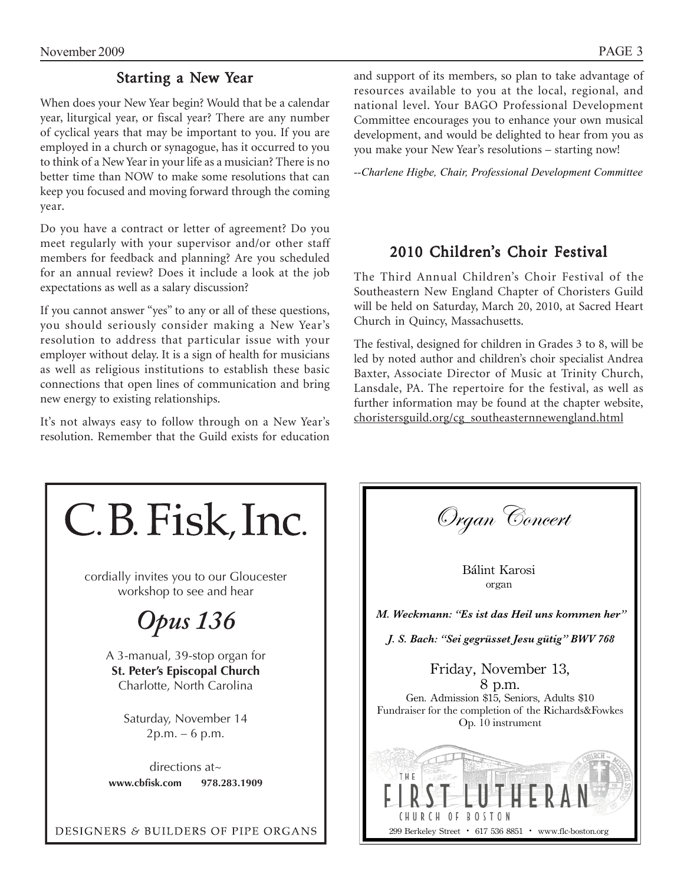## Starting a New Year

When does your New Year begin? Would that be a calendar year, liturgical year, or fiscal year? There are any number of cyclical years that may be important to you. If you are employed in a church or synagogue, has it occurred to you to think of a New Year in your life as a musician? There is no better time than NOW to make some resolutions that can keep you focused and moving forward through the coming year.

Do you have a contract or letter of agreement? Do you meet regularly with your supervisor and/or other staff members for feedback and planning? Are you scheduled for an annual review? Does it include a look at the job expectations as well as a salary discussion?

If you cannot answer "yes" to any or all of these questions, you should seriously consider making a New Year's resolution to address that particular issue with your employer without delay. It is a sign of health for musicians as well as religious institutions to establish these basic connections that open lines of communication and bring new energy to existing relationships.

It's not always easy to follow through on a New Year's resolution. Remember that the Guild exists for education and support of its members, so plan to take advantage of resources available to you at the local, regional, and national level. Your BAGO Professional Development Committee encourages you to enhance your own musical development, and would be delighted to hear from you as you make your New Year's resolutions – starting now!

*--Charlene Higbe, Chair, Professional Development Committee*

## 2010 Children's Choir Festival

The Third Annual Children's Choir Festival of the Southeastern New England Chapter of Choristers Guild will be held on Saturday, March 20, 2010, at Sacred Heart Church in Quincy, Massachusetts.

The festival, designed for children in Grades 3 to 8, will be led by noted author and children's choir specialist Andrea Baxter, Associate Director of Music at Trinity Church, Lansdale, PA. The repertoire for the festival, as well as further information may be found at the chapter website, choristersguild.org/cg_southeasternnewengland.html

---

# C. B. Fisk, Inc.

cordially invites you to our Gloucester workshop to see and hear

## *Opus 136*

A 3-manual, 39-stop organ for
**St. Peter's Episcopal Church**
Charlotte, North Carolina

Saturday, November 14
2p.m. – 6 p.m.

directions at~
**www.cbfisk.com 978.283.1909**

DESIGNERS & BUILDERS OF PIPE ORGANS

---

## *Organ Concert*

Bálint Karosi
organ

***M. Weckmann: "Es ist das Heil uns kommen her"***

***J. S. Bach: "Sei gegrüsset Jesu gütig" BWV 768***

Friday, November 13,
8 p.m.
Gen. Admission $15, Seniors, Adults $10
Fundraiser for the completion of the Richards&Fowkes Op. 10 instrument

THE FIRST LUTHERAN CHURCH OF BOSTON

299 Berkeley Street • 617 536 8851 • www.flc-boston.org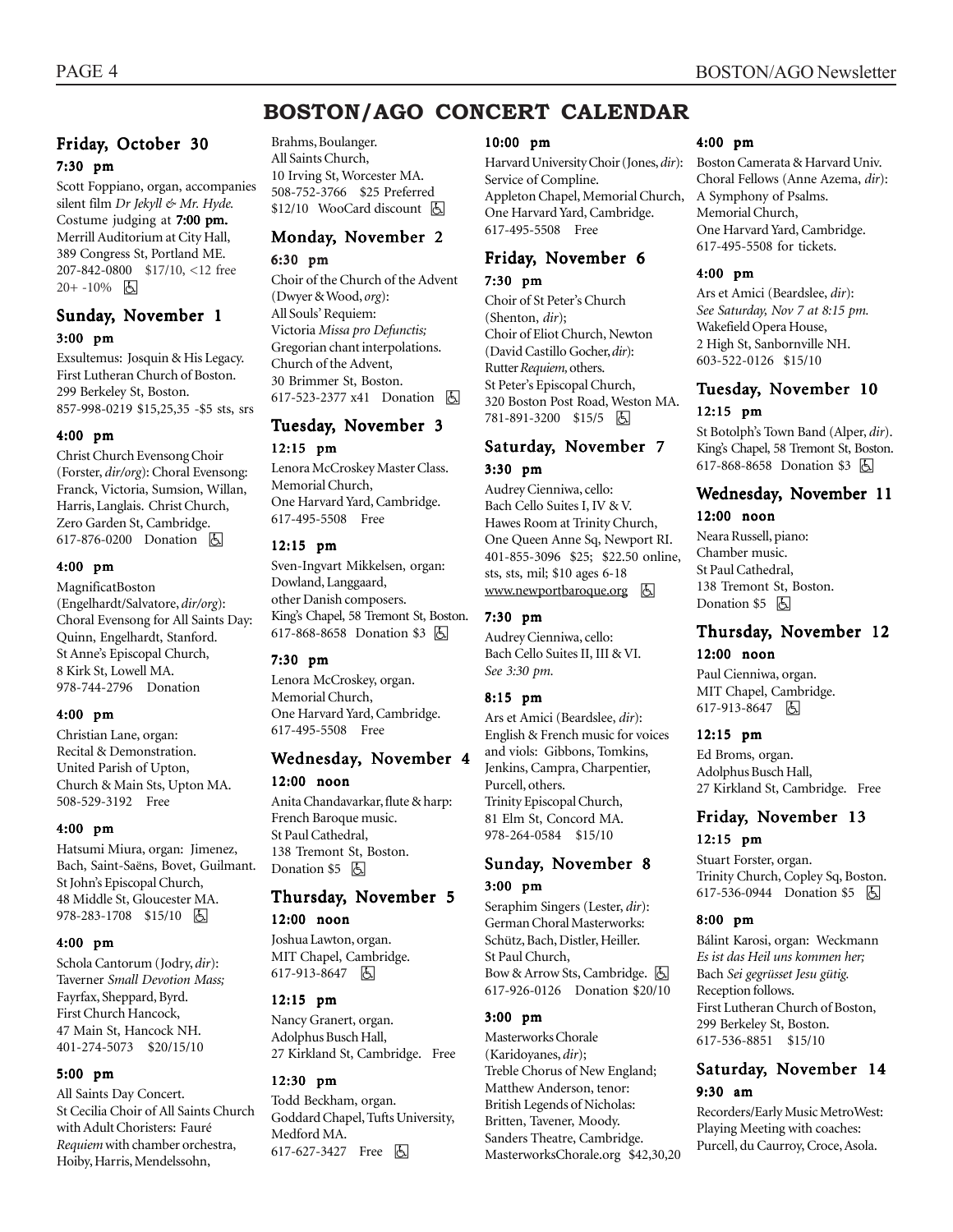# BOSTON/AGO CONCERT CALENDAR

## Friday, October 30

### 7:30 pm

Scott Foppiano, organ, accompanies silent film *Dr Jekyll & Mr. Hyde.* Costume judging at **7:00 pm.** Merrill Auditorium at City Hall, 389 Congress St, Portland ME. 207-842-0800 $17/10, <12 free 20+ -10% ♿

## Sunday, November 1

### 3:00 pm

Exsultemus: Josquin & His Legacy. First Lutheran Church of Boston. 299 Berkeley St, Boston. 857-998-0219 $15,25,35 -$5 sts, srs

### 4:00 pm

Christ Church Evensong Choir (Forster, *dir/org*): Choral Evensong: Franck, Victoria, Sumsion, Willan, Harris, Langlais. Christ Church, Zero Garden St, Cambridge. 617-876-0200 Donation ♿

### 4:00 pm

MagnificatBoston (Engelhardt/Salvatore, *dir/org*): Choral Evensong for All Saints Day: Quinn, Engelhardt, Stanford. St Anne's Episcopal Church, 8 Kirk St, Lowell MA. 978-744-2796 Donation

### 4:00 pm

Christian Lane, organ: Recital & Demonstration. United Parish of Upton, Church & Main Sts, Upton MA. 508-529-3192 Free

### 4:00 pm

Hatsumi Miura, organ: Jimenez, Bach, Saint-Saëns, Bovet, Guilmant. St John's Episcopal Church, 48 Middle St, Gloucester MA. 978-283-1708 $15/10 ♿

### 4:00 pm

Schola Cantorum (Jodry, *dir*): Taverner *Small Devotion Mass;* Fayrfax, Sheppard, Byrd. First Church Hancock, 47 Main St, Hancock NH. 401-274-5073 $20/15/10

### 5:00 pm

All Saints Day Concert. St Cecilia Choir of All Saints Church with Adult Choristers: Fauré *Requiem* with chamber orchestra, Hoiby, Harris, Mendelssohn, Brahms, Boulanger. All Saints Church, 10 Irving St, Worcester MA. 508-752-3766 $25 Preferred $12/10 WooCard discount ♿

## Monday, November 2

### 6:30 pm

Choir of the Church of the Advent (Dwyer & Wood, *org*): All Souls' Requiem: Victoria *Missa pro Defunctis;* Gregorian chant interpolations. Church of the Advent, 30 Brimmer St, Boston. 617-523-2377 x41 Donation ♿

## Tuesday, November 3

### 12:15 pm

Lenora McCroskey Master Class. Memorial Church, One Harvard Yard, Cambridge. 617-495-5508 Free

### 12:15 pm

Sven-Ingvart Mikkelsen, organ: Dowland, Langgaard, other Danish composers. King's Chapel, 58 Tremont St, Boston. 617-868-8658 Donation $3 ♿

### 7:30 pm

Lenora McCroskey, organ. Memorial Church, One Harvard Yard, Cambridge. 617-495-5508 Free

## Wednesday, November 4

### 12:00 noon

Anita Chandavarkar, flute & harp: French Baroque music. St Paul Cathedral, 138 Tremont St, Boston. Donation $5 ♿

## Thursday, November 5

### 12:00 noon

Joshua Lawton, organ. MIT Chapel, Cambridge. 617-913-8647 ♿

### 12:15 pm

Nancy Granert, organ. Adolphus Busch Hall, 27 Kirkland St, Cambridge. Free

### 12:30 pm

Todd Beckham, organ. Goddard Chapel, Tufts University, Medford MA. 617-627-3427 Free ♿

### 10:00 pm

Harvard University Choir (Jones, *dir*): Service of Compline. Appleton Chapel, Memorial Church, One Harvard Yard, Cambridge. 617-495-5508 Free

## Friday, November 6

### 7:30 pm

Choir of St Peter's Church (Shenton, *dir*); Choir of Eliot Church, Newton (David Castillo Gocher, *dir*): Rutter *Requiem,* others. St Peter's Episcopal Church, 320 Boston Post Road, Weston MA. 781-891-3200 $15/5 ♿

## Saturday, November 7

### 3:30 pm

Audrey Cienniwa, cello: Bach Cello Suites I, IV & V. Hawes Room at Trinity Church, One Queen Anne Sq, Newport RI. 401-855-3096 $25; $22.50 online, sts, sts, mil; $10 ages 6-18 www.newportbaroque.org ♿

### 7:30 pm

Audrey Cienniwa, cello: Bach Cello Suites II, III & VI. *See 3:30 pm.*

### 8:15 pm

Ars et Amici (Beardslee, *dir*): English & French music for voices and viols: Gibbons, Tomkins, Jenkins, Campra, Charpentier, Purcell, others. Trinity Episcopal Church, 81 Elm St, Concord MA. 978-264-0584 $15/10

## Sunday, November 8

### 3:00 pm

Seraphim Singers (Lester, *dir*): German Choral Masterworks: Schütz, Bach, Distler, Heiller. St Paul Church, Bow & Arrow Sts, Cambridge. ♿ 617-926-0126 Donation $20/10

### 3:00 pm

Masterworks Chorale (Karidoyanes, *dir*); Treble Chorus of New England; Matthew Anderson, tenor: British Legends of Nicholas: Britten, Tavener, Moody. Sanders Theatre, Cambridge. MasterworksChorale.org $42,30,20

### 4:00 pm

Boston Camerata & Harvard Univ. Choral Fellows (Anne Azema, *dir*): A Symphony of Psalms. Memorial Church, One Harvard Yard, Cambridge. 617-495-5508 for tickets.

### 4:00 pm

Ars et Amici (Beardslee, *dir*): *See Saturday, Nov 7 at 8:15 pm.* Wakefield Opera House, 2 High St, Sanbornville NH. 603-522-0126 $15/10

## Tuesday, November 10

### 12:15 pm

St Botolph's Town Band (Alper, *dir*). King's Chapel, 58 Tremont St, Boston. 617-868-8658 Donation $3 ♿

## Wednesday, November 11

### 12:00 noon

Neara Russell, piano: Chamber music. St Paul Cathedral, 138 Tremont St, Boston. Donation $5 ♿

## Thursday, November 12

### 12:00 noon

Paul Cienniwa, organ. MIT Chapel, Cambridge. 617-913-8647 ♿

### 12:15 pm

Ed Broms, organ. Adolphus Busch Hall, 27 Kirkland St, Cambridge. Free

## Friday, November 13

### 12:15 pm

Stuart Forster, organ. Trinity Church, Copley Sq, Boston. 617-536-0944 Donation $5 ♿

### 8:00 pm

Bálint Karosi, organ: Weckmann *Es ist das Heil uns kommen her;* Bach *Sei gegrüsset Jesu gütig.* Reception follows. First Lutheran Church of Boston, 299 Berkeley St, Boston. 617-536-8851 $15/10

## Saturday, November 14

### 9:30 am

Recorders/Early Music MetroWest: Playing Meeting with coaches: Purcell, du Caurroy, Croce, Asola.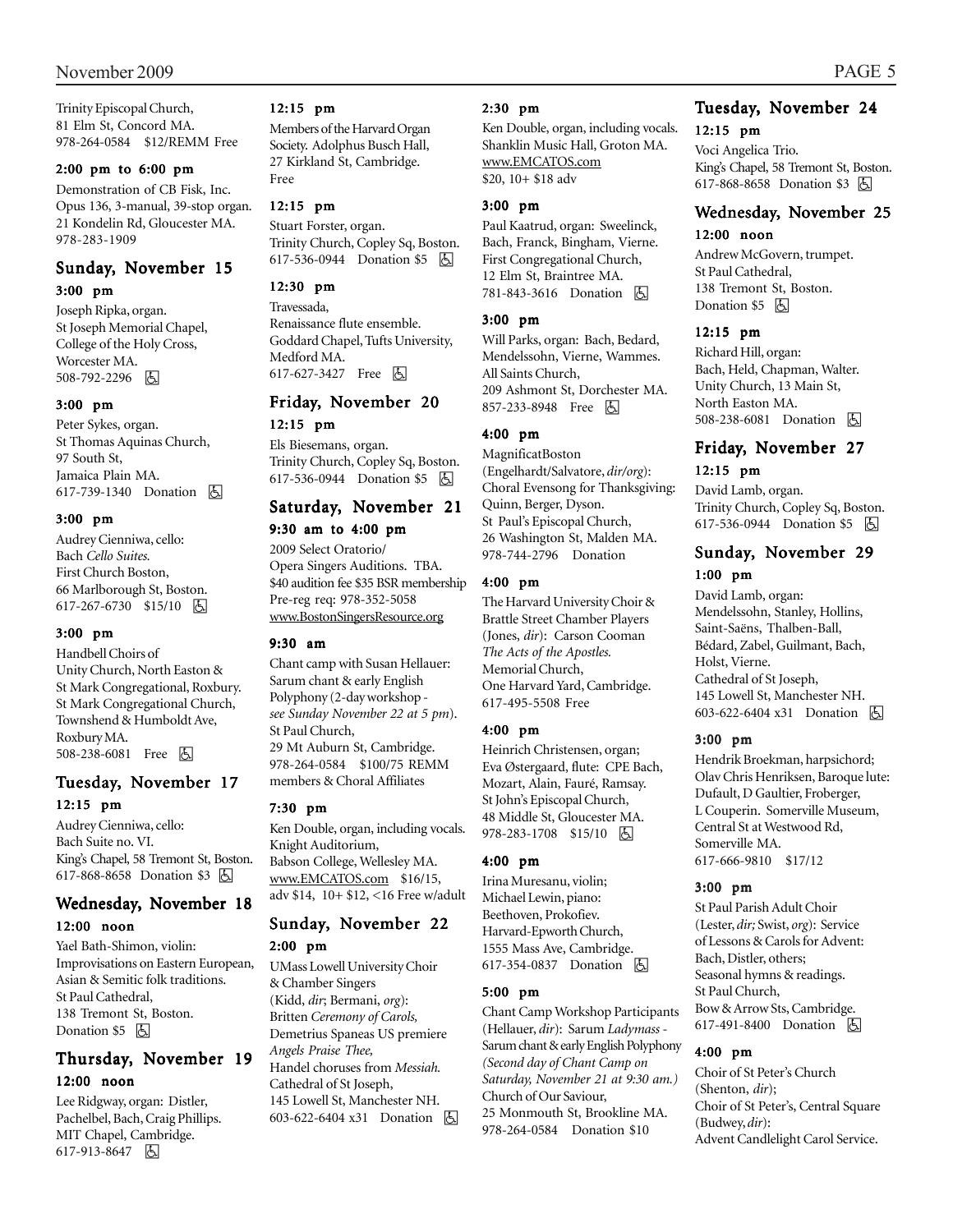Trinity Episcopal Church,
81 Elm St, Concord MA.
978-264-0584 $12/REMM Free

**2:00 pm to 6:00 pm**

Demonstration of CB Fisk, Inc. Opus 136, 3-manual, 39-stop organ. 21 Kondelin Rd, Gloucester MA. 978-283-1909

## Sunday, November 15

**3:00 pm**

Joseph Ripka, organ.
St Joseph Memorial Chapel, College of the Holy Cross, Worcester MA.
508-792-2296 ♿

**3:00 pm**

Peter Sykes, organ.
St Thomas Aquinas Church, 97 South St, Jamaica Plain MA.
617-739-1340 Donation ♿

**3:00 pm**

Audrey Cienniwa, cello:
Bach *Cello Suites.*
First Church Boston, 66 Marlborough St, Boston.
617-267-6730 $15/10 ♿

**3:00 pm**

Handbell Choirs of Unity Church, North Easton & St Mark Congregational, Roxbury.
St Mark Congregational Church, Townshend & Humboldt Ave, Roxbury MA.
508-238-6081 Free ♿

## Tuesday, November 17

**12:15 pm**

Audrey Cienniwa, cello:
Bach Suite no. VI.
King's Chapel, 58 Tremont St, Boston.
617-868-8658 Donation $3 ♿

## Wednesday, November 18

**12:00 noon**

Yael Bath-Shimon, violin:
Improvisations on Eastern European, Asian & Semitic folk traditions.
St Paul Cathedral, 138 Tremont St, Boston.
Donation $5 ♿

## Thursday, November 19

**12:00 noon**

Lee Ridgway, organ: Distler, Pachelbel, Bach, Craig Phillips.
MIT Chapel, Cambridge.
617-913-8647 ♿

**12:15 pm**

Members of the Harvard Organ Society. Adolphus Busch Hall, 27 Kirkland St, Cambridge.
Free

**12:15 pm**

Stuart Forster, organ.
Trinity Church, Copley Sq, Boston.
617-536-0944 Donation $5 ♿

**12:30 pm**

Travessada, Renaissance flute ensemble.
Goddard Chapel, Tufts University, Medford MA.
617-627-3427 Free ♿

## Friday, November 20

**12:15 pm**

Els Biesemans, organ.
Trinity Church, Copley Sq, Boston.
617-536-0944 Donation $5 ♿

## Saturday, November 21

**9:30 am to 4:00 pm**

2009 Select Oratorio/ Opera Singers Auditions. TBA.
$40 audition fee $35 BSR membership
Pre-reg req: 978-352-5058
www.BostonSingersResource.org

**9:30 am**

Chant camp with Susan Hellauer:
Sarum chant & early English Polyphony (2-day workshop - *see Sunday November 22 at 5 pm*).
St Paul Church, 29 Mt Auburn St, Cambridge.
978-264-0584 $100/75 REMM members & Choral Affiliates

**7:30 pm**

Ken Double, organ, including vocals.
Knight Auditorium, Babson College, Wellesley MA.
www.EMCATOS.com $16/15, adv $14, 10+ $12, <16 Free w/adult

## Sunday, November 22

**2:00 pm**

UMass Lowell University Choir & Chamber Singers (Kidd, *dir*; Bermani, *org*):
Britten *Ceremony of Carols,* Demetrius Spaneas US premiere *Angels Praise Thee,* Handel choruses from *Messiah.*
Cathedral of St Joseph, 145 Lowell St, Manchester NH.
603-622-6404 x31 Donation ♿

**2:30 pm**

Ken Double, organ, including vocals.
Shanklin Music Hall, Groton MA.
www.EMCATOS.com
$20, 10+ $18 adv

**3:00 pm**

Paul Kaatrud, organ: Sweelinck, Bach, Franck, Bingham, Vierne.
First Congregational Church, 12 Elm St, Braintree MA.
781-843-3616 Donation ♿

**3:00 pm**

Will Parks, organ: Bach, Bedard, Mendelssohn, Vierne, Wammes.
All Saints Church, 209 Ashmont St, Dorchester MA.
857-233-8948 Free ♿

**4:00 pm**

MagnificatBoston (Engelhardt/Salvatore, *dir/org*):
Choral Evensong for Thanksgiving: Quinn, Berger, Dyson.
St Paul's Episcopal Church, 26 Washington St, Malden MA.
978-744-2796 Donation

**4:00 pm**

The Harvard University Choir & Brattle Street Chamber Players (Jones, *dir*): Carson Cooman *The Acts of the Apostles.*
Memorial Church, One Harvard Yard, Cambridge.
617-495-5508 Free

**4:00 pm**

Heinrich Christensen, organ; Eva Østergaard, flute: CPE Bach, Mozart, Alain, Fauré, Ramsay.
St John's Episcopal Church, 48 Middle St, Gloucester MA.
978-283-1708 $15/10 ♿

**4:00 pm**

Irina Muresanu, violin; Michael Lewin, piano: Beethoven, Prokofiev.
Harvard-Epworth Church, 1555 Mass Ave, Cambridge.
617-354-0837 Donation ♿

**5:00 pm**

Chant Camp Workshop Participants (Hellauer, *dir*): Sarum *Ladymass* - Sarum chant & early English Polyphony *(Second day of Chant Camp on Saturday, November 21 at 9:30 am.)*
Church of Our Saviour, 25 Monmouth St, Brookline MA.
978-264-0584 Donation $10

## Tuesday, November 24

**12:15 pm**

Voci Angelica Trio.
King's Chapel, 58 Tremont St, Boston.
617-868-8658 Donation $3 ♿

## Wednesday, November 25

**12:00 noon**

Andrew McGovern, trumpet.
St Paul Cathedral, 138 Tremont St, Boston.
Donation $5 ♿

**12:15 pm**

Richard Hill, organ:
Bach, Held, Chapman, Walter.
Unity Church, 13 Main St, North Easton MA.
508-238-6081 Donation ♿

## Friday, November 27

**12:15 pm**

David Lamb, organ.
Trinity Church, Copley Sq, Boston.
617-536-0944 Donation $5 ♿

## Sunday, November 29

**1:00 pm**

David Lamb, organ:
Mendelssohn, Stanley, Hollins, Saint-Saëns, Thalben-Ball, Bédard, Zabel, Guilmant, Bach, Holst, Vierne.
Cathedral of St Joseph, 145 Lowell St, Manchester NH.
603-622-6404 x31 Donation ♿

**3:00 pm**

Hendrik Broekman, harpsichord; Olav Chris Henriksen, Baroque lute: Dufault, D Gaultier, Froberger, L Couperin. Somerville Museum, Central St at Westwood Rd, Somerville MA.
617-666-9810 $17/12

**3:00 pm**

St Paul Parish Adult Choir (Lester, *dir;* Swist, *org*): Service of Lessons & Carols for Advent: Bach, Distler, others; Seasonal hymns & readings.
St Paul Church, Bow & Arrow Sts, Cambridge.
617-491-8400 Donation ♿

**4:00 pm**

Choir of St Peter's Church (Shenton, *dir*);
Choir of St Peter's, Central Square (Budwey, *dir*):
Advent Candlelight Carol Service.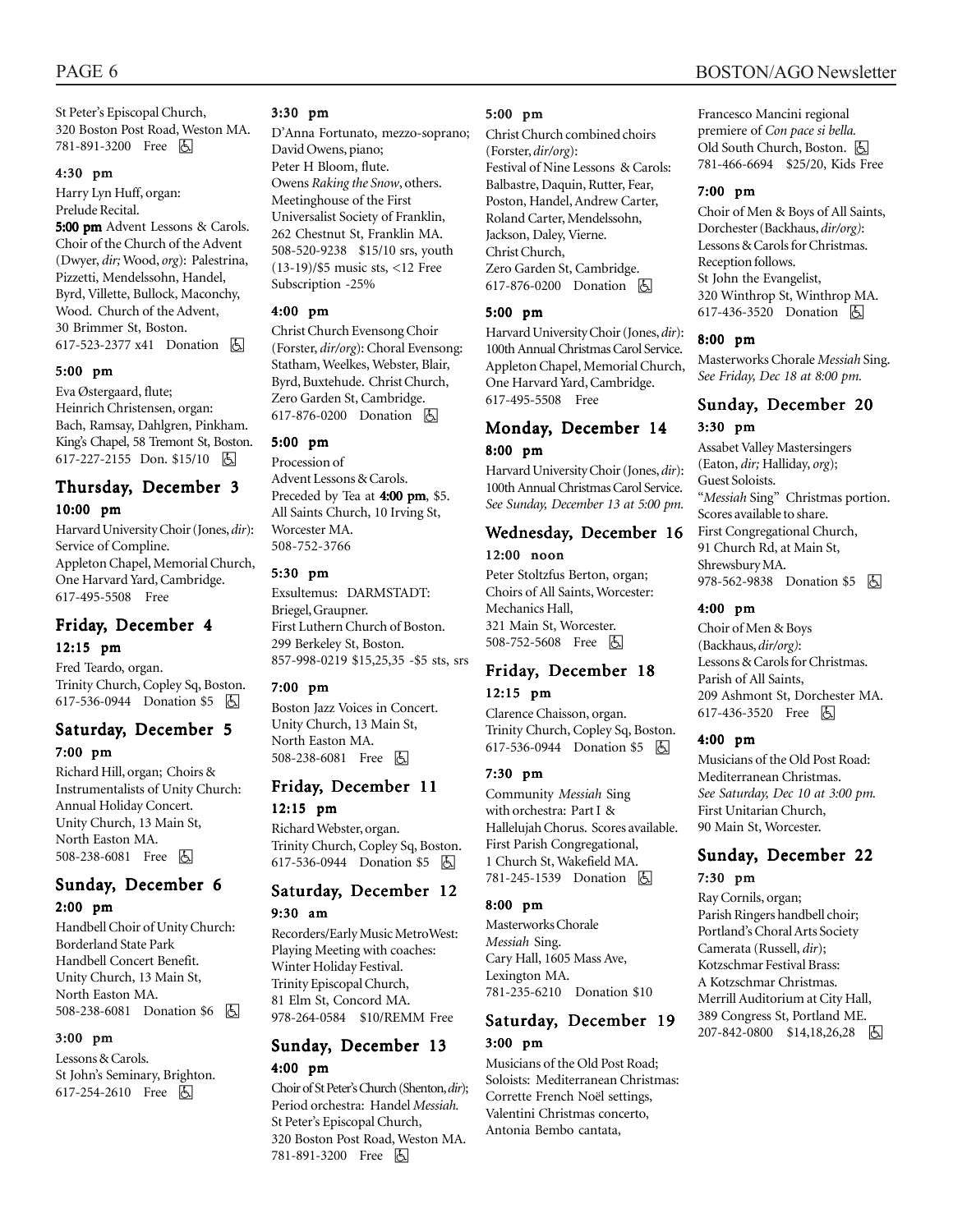St Peter's Episcopal Church,
320 Boston Post Road, Weston MA.
781-891-3200 Free ♿

**4:30 pm**

Harry Lyn Huff, organ:
Prelude Recital.
**5:00 pm** Advent Lessons & Carols.
Choir of the Church of the Advent (Dwyer, *dir;* Wood, *org*): Palestrina, Pizzetti, Mendelssohn, Handel, Byrd, Villette, Bullock, Maconchy, Wood. Church of the Advent,
30 Brimmer St, Boston.
617-523-2377 x41 Donation ♿

**5:00 pm**

Eva Østergaard, flute;
Heinrich Christensen, organ:
Bach, Ramsay, Dahlgren, Pinkham.
King's Chapel, 58 Tremont St, Boston.
617-227-2155 Don. $15/10 ♿

## Thursday, December 3

**10:00 pm**

Harvard University Choir (Jones, *dir*):
Service of Compline.
Appleton Chapel, Memorial Church,
One Harvard Yard, Cambridge.
617-495-5508 Free

## Friday, December 4

**12:15 pm**

Fred Teardo, organ.
Trinity Church, Copley Sq, Boston.
617-536-0944 Donation $5 ♿

## Saturday, December 5

**7:00 pm**

Richard Hill, organ; Choirs & Instrumentalists of Unity Church:
Annual Holiday Concert.
Unity Church, 13 Main St,
North Easton MA.
508-238-6081 Free ♿

## Sunday, December 6

**2:00 pm**

Handbell Choir of Unity Church:
Borderland State Park
Handbell Concert Benefit.
Unity Church, 13 Main St,
North Easton MA.
508-238-6081 Donation $6 ♿

**3:00 pm**

Lessons & Carols.
St John's Seminary, Brighton.
617-254-2610 Free ♿

**3:30 pm**

D'Anna Fortunato, mezzo-soprano;
David Owens, piano;
Peter H Bloom, flute.
Owens *Raking the Snow*, others.
Meetinghouse of the First Universalist Society of Franklin,
262 Chestnut St, Franklin MA.
508-520-9238 $15/10 srs, youth (13-19)/$5 music sts, <12 Free
Subscription -25%

**4:00 pm**

Christ Church Evensong Choir (Forster, *dir/org*): Choral Evensong:
Statham, Weelkes, Webster, Blair, Byrd, Buxtehude. Christ Church,
Zero Garden St, Cambridge.
617-876-0200 Donation ♿

**5:00 pm**

Procession of
Advent Lessons & Carols.
Preceded by Tea at **4:00 pm**, $5.
All Saints Church, 10 Irving St,
Worcester MA.
508-752-3766

**5:30 pm**

Exsultemus: DARMSTADT:
Briegel, Graupner.
First Luthern Church of Boston.
299 Berkeley St, Boston.
857-998-0219 $15,25,35 -$5 sts, srs

**7:00 pm**

Boston Jazz Voices in Concert.
Unity Church, 13 Main St,
North Easton MA.
508-238-6081 Free ♿

## Friday, December 11

**12:15 pm**

Richard Webster, organ.
Trinity Church, Copley Sq, Boston.
617-536-0944 Donation $5 ♿

## Saturday, December 12

**9:30 am**

Recorders/Early Music MetroWest:
Playing Meeting with coaches:
Winter Holiday Festival.
Trinity Episcopal Church,
81 Elm St, Concord MA.
978-264-0584 $10/REMM Free

## Sunday, December 13

**4:00 pm**

Choir of St Peter's Church (Shenton, *dir*);
Period orchestra: Handel *Messiah.*
St Peter's Episcopal Church,
320 Boston Post Road, Weston MA.
781-891-3200 Free ♿

**5:00 pm**

Christ Church combined choirs (Forster, *dir/org*):
Festival of Nine Lessons & Carols:
Balbastre, Daquin, Rutter, Fear, Poston, Handel, Andrew Carter, Roland Carter, Mendelssohn, Jackson, Daley, Vierne.
Christ Church,
Zero Garden St, Cambridge.
617-876-0200 Donation ♿

**5:00 pm**

Harvard University Choir (Jones, *dir*):
100th Annual Christmas Carol Service.
Appleton Chapel, Memorial Church,
One Harvard Yard, Cambridge.
617-495-5508 Free

## Monday, December 14

**8:00 pm**

Harvard University Choir (Jones, *dir*):
100th Annual Christmas Carol Service.
*See Sunday, December 13 at 5:00 pm.*

## Wednesday, December 16

**12:00 noon**

Peter Stoltzfus Berton, organ;
Choirs of All Saints, Worcester:
Mechanics Hall,
321 Main St, Worcester.
508-752-5608 Free ♿

## Friday, December 18

**12:15 pm**

Clarence Chaisson, organ.
Trinity Church, Copley Sq, Boston.
617-536-0944 Donation $5 ♿

**7:30 pm**

Community *Messiah* Sing
with orchestra: Part I &
Hallelujah Chorus. Scores available.
First Parish Congregational,
1 Church St, Wakefield MA.
781-245-1539 Donation ♿

**8:00 pm**

Masterworks Chorale
*Messiah* Sing.
Cary Hall, 1605 Mass Ave,
Lexington MA.
781-235-6210 Donation $10

## Saturday, December 19

**3:00 pm**

Musicians of the Old Post Road;
Soloists: Mediterranean Christmas:
Corrette French Noël settings,
Valentini Christmas concerto,
Antonia Bembo cantata,
Francesco Mancini regional premiere of *Con pace si bella.*
Old South Church, Boston. ♿
781-466-6694 $25/20, Kids Free

**7:00 pm**

Choir of Men & Boys of All Saints, Dorchester (Backhaus, *dir/org*):
Lessons & Carols for Christmas.
Reception follows.
St John the Evangelist,
320 Winthrop St, Winthrop MA.
617-436-3520 Donation ♿

**8:00 pm**

Masterworks Chorale *Messiah* Sing.
*See Friday, Dec 18 at 8:00 pm.*

## Sunday, December 20

**3:30 pm**

Assabet Valley Mastersingers (Eaton, *dir;* Halliday, *org*);
Guest Soloists.
"*Messiah* Sing" Christmas portion.
Scores available to share.
First Congregational Church,
91 Church Rd, at Main St,
Shrewsbury MA.
978-562-9838 Donation $5 ♿

**4:00 pm**

Choir of Men & Boys (Backhaus, *dir/org*):
Lessons & Carols for Christmas.
Parish of All Saints,
209 Ashmont St, Dorchester MA.
617-436-3520 Free ♿

**4:00 pm**

Musicians of the Old Post Road:
Mediterranean Christmas.
*See Saturday, Dec 10 at 3:00 pm.*
First Unitarian Church,
90 Main St, Worcester.

## Sunday, December 22

**7:30 pm**

Ray Cornils, organ;
Parish Ringers handbell choir;
Portland's Choral Arts Society
Camerata (Russell, *dir*);
Kotzschmar Festival Brass:
A Kotzschmar Christmas.
Merrill Auditorium at City Hall,
389 Congress St, Portland ME.
207-842-0800 $14,18,26,28 ♿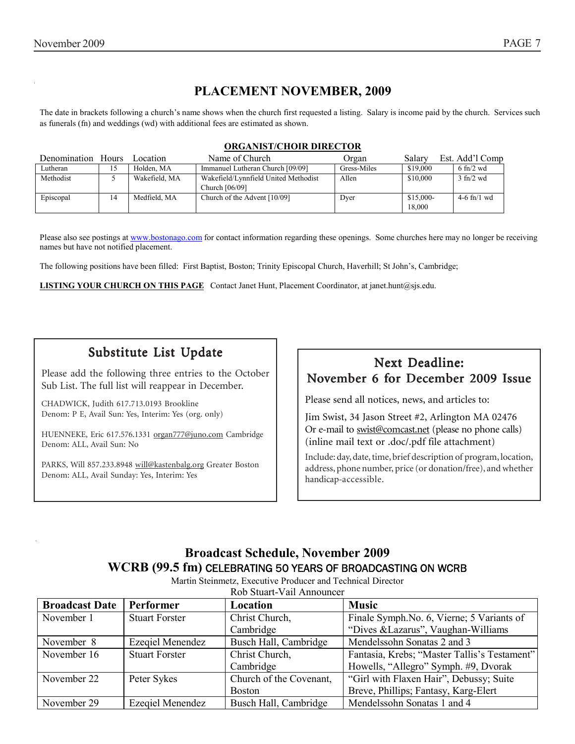# PLACEMENT NOVEMBER, 2009

The date in brackets following a church's name shows when the church first requested a listing. Salary is income paid by the church. Services such as funerals (fn) and weddings (wd) with additional fees are estimated as shown.

## ORGANIST/CHOIR DIRECTOR

| Denomination | Hours | Location | Name of Church | Organ | Salary | Est. Add'l Comp |
|---|---|---|---|---|---|---|
| Lutheran | 15 | Holden, MA | Immanuel Lutheran Church [09/09] | Gress-Miles | $19,000 | 6 fn/2 wd |
| Methodist | 5 | Wakefield, MA | Wakefield/Lynnfield United Methodist Church [06/09] | Allen | $10,000 | 3 fn/2 wd |
| Episcopal | 14 | Medfield, MA | Church of the Advent [10/09] | Dyer | $15,000-18,000 | 4-6 fn/1 wd |

Please also see postings at www.bostonago.com for contact information regarding these openings. Some churches here may no longer be receiving names but have not notified placement.

The following positions have been filled: First Baptist, Boston; Trinity Episcopal Church, Haverhill; St John's, Cambridge;

**LISTING YOUR CHURCH ON THIS PAGE** Contact Janet Hunt, Placement Coordinator, at janet.hunt@sjs.edu.

## Substitute List Update

Please add the following three entries to the October Sub List. The full list will reappear in December.

CHADWICK, Judith 617.713.0193 Brookline
Denom: P E, Avail Sun: Yes, Interim: Yes (org. only)

HUENNEKE, Eric 617.576.1331 organ777@juno.com Cambridge
Denom: ALL, Avail Sun: No

PARKS, Will 857.233.8948 will@kastenbalg.org Greater Boston
Denom: ALL, Avail Sunday: Yes, Interim: Yes

## Next Deadline: November 6 for December 2009 Issue

Please send all notices, news, and articles to:

Jim Swist, 34 Jason Street #2, Arlington MA 02476
Or e-mail to swist@comcast.net (please no phone calls)
(inline mail text or .doc/.pdf file attachment)

Include: day, date, time, brief description of program, location, address, phone number, price (or donation/free), and whether handicap-accessible.

## Broadcast Schedule, November 2009
## WCRB (99.5 fm) CELEBRATING 50 YEARS OF BROADCASTING ON WCRB

Martin Steinmetz, Executive Producer and Technical Director
Rob Stuart-Vail Announcer

| Broadcast Date | Performer | Location | Music |
|---|---|---|---|
| November 1 | Stuart Forster | Christ Church, Cambridge | Finale Symph.No. 6, Vierne; 5 Variants of "Dives &Lazarus", Vaughan-Williams |
| November 8 | Ezeqiel Menendez | Busch Hall, Cambridge | Mendelssohn Sonatas 2 and 3 |
| November 16 | Stuart Forster | Christ Church, Cambridge | Fantasia, Krebs; "Master Tallis's Testament" Howells, "Allegro" Symph. #9, Dvorak |
| November 22 | Peter Sykes | Church of the Covenant, Boston | "Girl with Flaxen Hair", Debussy; Suite Breve, Phillips; Fantasy, Karg-Elert |
| November 29 | Ezeqiel Menendez | Busch Hall, Cambridge | Mendelssohn Sonatas 1 and 4 |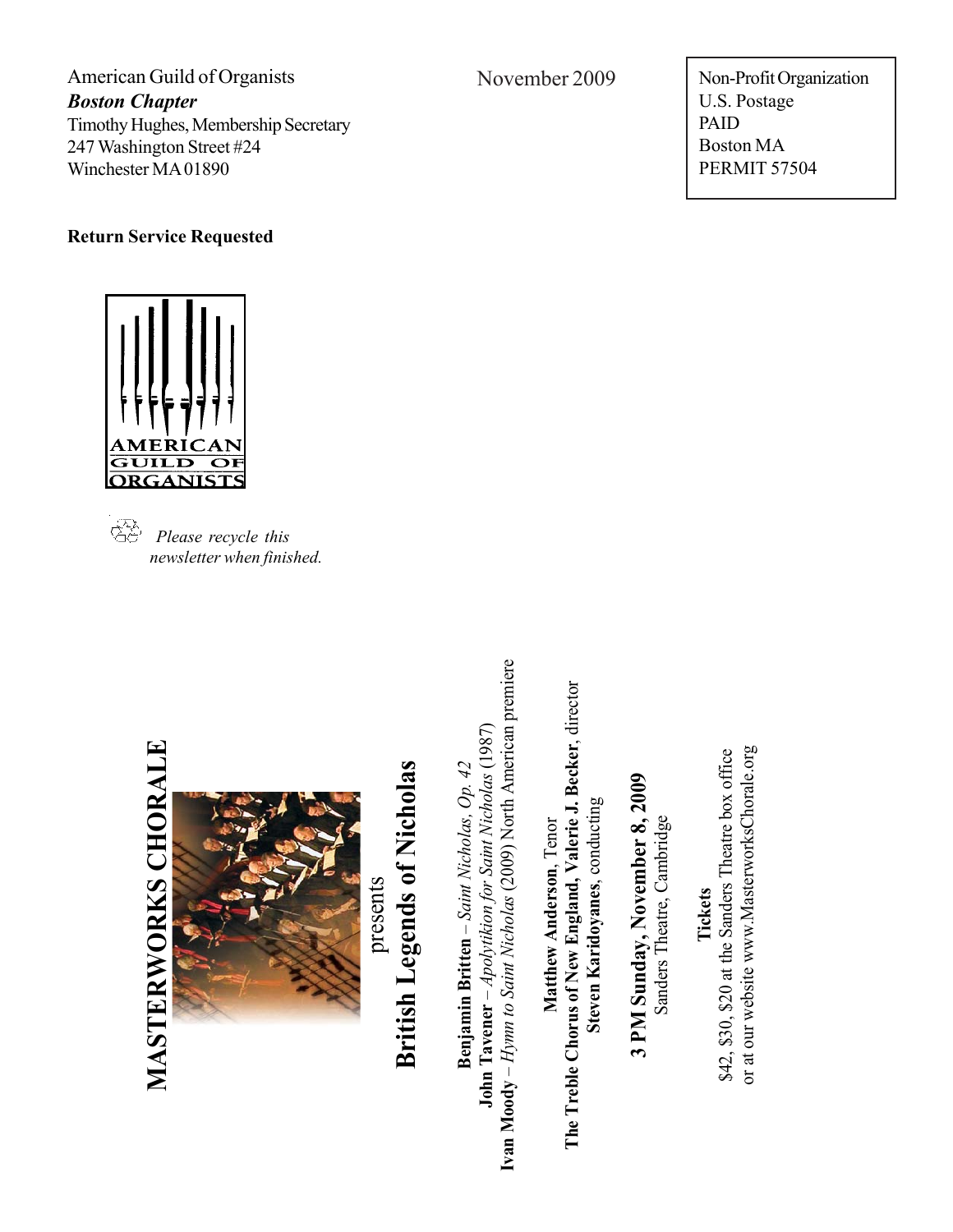American Guild of Organists
***Boston Chapter***
Timothy Hughes, Membership Secretary
247 Washington Street #24
Winchester MA 01890

November 2009

Non-Profit Organization
U.S. Postage
PAID
Boston MA
PERMIT 57504

**Return Service Requested**

AMERICAN GUILD OF ORGANISTS

*Please recycle this newsletter when finished.*

# MASTERWORKS CHORALE

presents

## British Legends of Nicholas

**Benjamin Britten** – *Saint Nicholas, Op. 42*
**John Tavener** – *Apolytikion for Saint Nicholas* (1987)
**Ivan Moody** – *Hymn to Saint Nicholas* (2009) North American premiere

**Matthew Anderson**, Tenor
**The Treble Chorus of New England, Valerie J. Becker**, director
**Steven Karidoyanes**, conducting

**3 PM Sunday, November 8, 2009**
Sanders Theatre, Cambridge

**Tickets**
$42, $30, $20 at the Sanders Theatre box office
or at our website www.MasterworksChorale.org